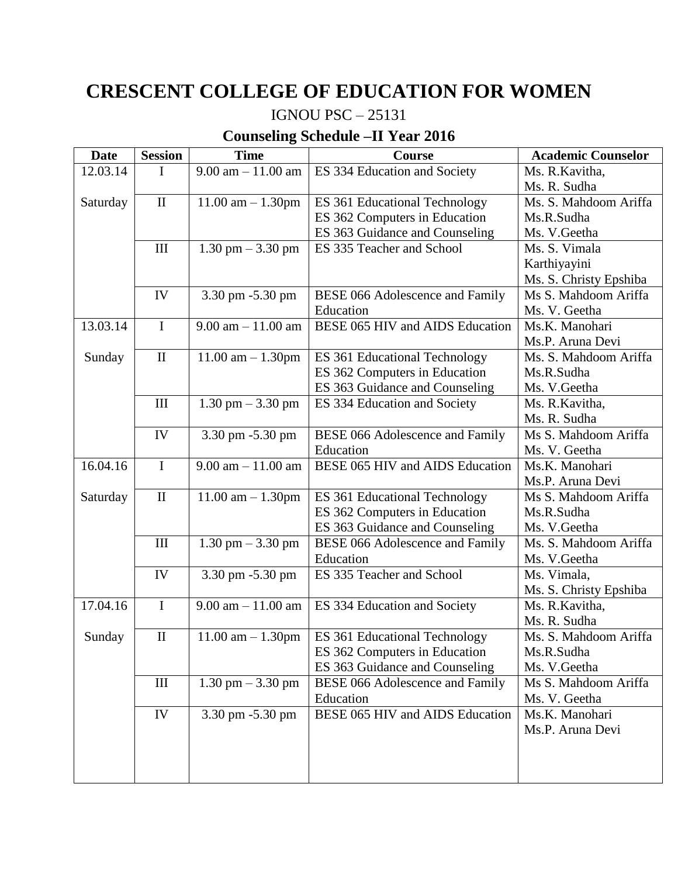# CRESCENT COLLEGE OF EDUCATION FOR WOMEN

IGNOU PSC – 25131

## Counseling Schedule –II Year 2016

| Date | Session | Time | Course | Academic Counselor |
|---|---|---|---|---|
| 12.03.14 | I | 9.00 am – 11.00 am | ES 334 Education and Society | Ms. R.Kavitha, Ms. R. Sudha |
| Saturday | II | 11.00 am – 1.30pm | ES 361 Educational Technology<br>ES 362 Computers in Education<br>ES 363 Guidance and Counseling | Ms. S. Mahdoom Ariffa<br>Ms.R.Sudha<br>Ms. V.Geetha |
| | III | 1.30 pm – 3.30 pm | ES 335 Teacher and School | Ms. S. Vimala Karthiyayini<br>Ms. S. Christy Epshiba |
| | IV | 3.30 pm -5.30 pm | BESE 066 Adolescence and Family Education | Ms S. Mahdoom Ariffa<br>Ms. V. Geetha |
| 13.03.14 | I | 9.00 am – 11.00 am | BESE 065 HIV and AIDS Education | Ms.K. Manohari<br>Ms.P. Aruna Devi |
| Sunday | II | 11.00 am – 1.30pm | ES 361 Educational Technology<br>ES 362 Computers in Education<br>ES 363 Guidance and Counseling | Ms. S. Mahdoom Ariffa<br>Ms.R.Sudha<br>Ms. V.Geetha |
| | III | 1.30 pm – 3.30 pm | ES 334 Education and Society | Ms. R.Kavitha,<br>Ms. R. Sudha |
| | IV | 3.30 pm -5.30 pm | BESE 066 Adolescence and Family Education | Ms S. Mahdoom Ariffa<br>Ms. V. Geetha |
| 16.04.16 | I | 9.00 am – 11.00 am | BESE 065 HIV and AIDS Education | Ms.K. Manohari<br>Ms.P. Aruna Devi |
| Saturday | II | 11.00 am – 1.30pm | ES 361 Educational Technology<br>ES 362 Computers in Education<br>ES 363 Guidance and Counseling | Ms S. Mahdoom Ariffa<br>Ms.R.Sudha<br>Ms. V.Geetha |
| | III | 1.30 pm – 3.30 pm | BESE 066 Adolescence and Family Education | Ms. S. Mahdoom Ariffa<br>Ms. V.Geetha |
| | IV | 3.30 pm -5.30 pm | ES 335 Teacher and School | Ms. Vimala,<br>Ms. S. Christy Epshiba |
| 17.04.16 | I | 9.00 am – 11.00 am | ES 334 Education and Society | Ms. R.Kavitha,<br>Ms. R. Sudha |
| Sunday | II | 11.00 am – 1.30pm | ES 361 Educational Technology<br>ES 362 Computers in Education<br>ES 363 Guidance and Counseling | Ms. S. Mahdoom Ariffa<br>Ms.R.Sudha<br>Ms. V.Geetha |
| | III | 1.30 pm – 3.30 pm | BESE 066 Adolescence and Family Education | Ms S. Mahdoom Ariffa<br>Ms. V. Geetha |
| | IV | 3.30 pm -5.30 pm | BESE 065 HIV and AIDS Education | Ms.K. Manohari<br>Ms.P. Aruna Devi |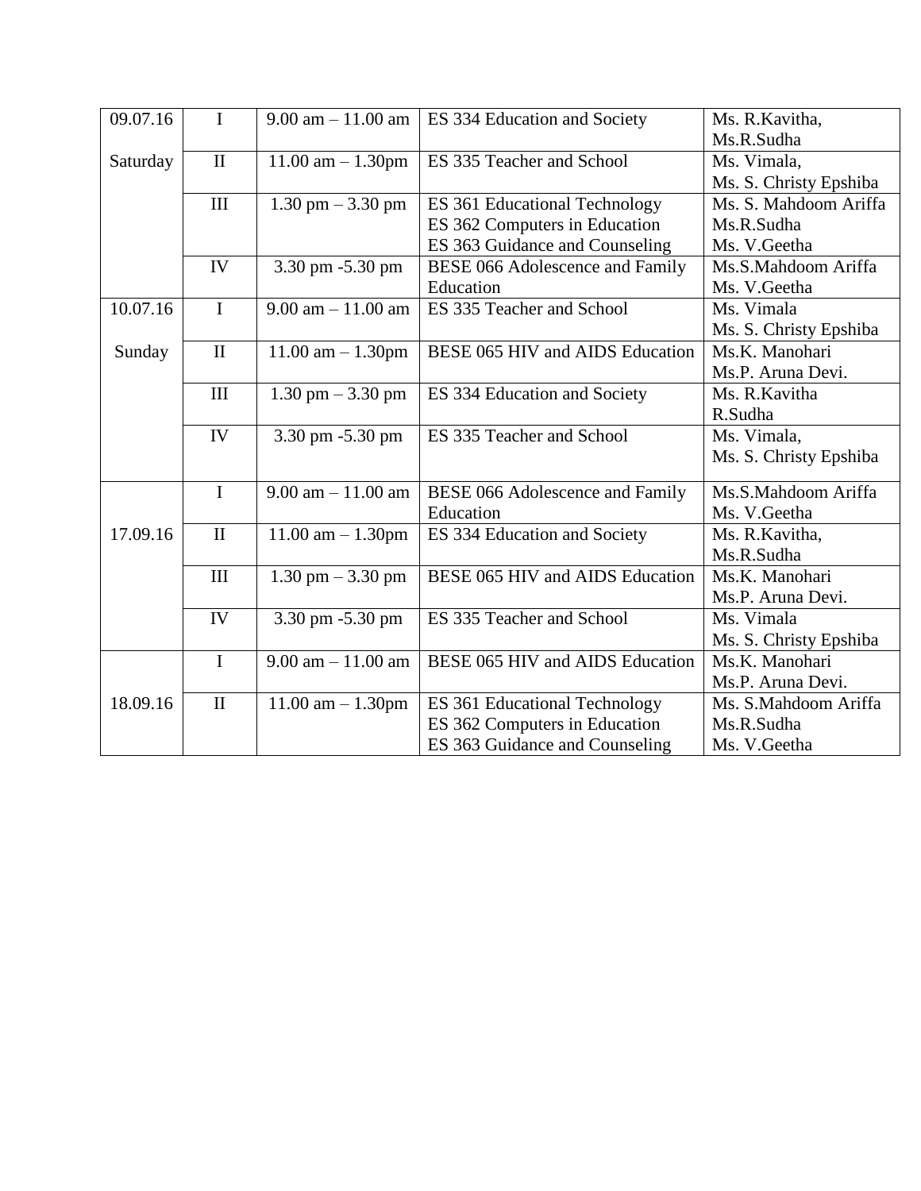| | | | | |
|---|---|---|---|---|
| 09.07.16 Saturday | I | 9.00 am – 11.00 am | ES 334 Education and Society | Ms. R.Kavitha, Ms.R.Sudha |
| | II | 11.00 am – 1.30pm | ES 335 Teacher and School | Ms. Vimala, Ms. S. Christy Epshiba |
| | III | 1.30 pm – 3.30 pm | ES 361 Educational Technology<br>ES 362 Computers in Education<br>ES 363 Guidance and Counseling | Ms. S. Mahdoom Ariffa<br>Ms.R.Sudha<br>Ms. V.Geetha |
| | IV | 3.30 pm -5.30 pm | BESE 066 Adolescence and Family Education | Ms.S.Mahdoom Ariffa<br>Ms. V.Geetha |
| 10.07.16 Sunday | I | 9.00 am – 11.00 am | ES 335 Teacher and School | Ms. Vimala<br>Ms. S. Christy Epshiba |
| | II | 11.00 am – 1.30pm | BESE 065 HIV and AIDS Education | Ms.K. Manohari<br>Ms.P. Aruna Devi. |
| | III | 1.30 pm – 3.30 pm | ES 334 Education and Society | Ms. R.Kavitha<br>R.Sudha |
| | IV | 3.30 pm -5.30 pm | ES 335 Teacher and School | Ms. Vimala,<br>Ms. S. Christy Epshiba |
| 17.09.16 | I | 9.00 am – 11.00 am | BESE 066 Adolescence and Family Education | Ms.S.Mahdoom Ariffa<br>Ms. V.Geetha |
| | II | 11.00 am – 1.30pm | ES 334 Education and Society | Ms. R.Kavitha,<br>Ms.R.Sudha |
| | III | 1.30 pm – 3.30 pm | BESE 065 HIV and AIDS Education | Ms.K. Manohari<br>Ms.P. Aruna Devi. |
| | IV | 3.30 pm -5.30 pm | ES 335 Teacher and School | Ms. Vimala<br>Ms. S. Christy Epshiba |
| 18.09.16 | I | 9.00 am – 11.00 am | BESE 065 HIV and AIDS Education | Ms.K. Manohari<br>Ms.P. Aruna Devi. |
| | II | 11.00 am – 1.30pm | ES 361 Educational Technology<br>ES 362 Computers in Education<br>ES 363 Guidance and Counseling | Ms. S.Mahdoom Ariffa<br>Ms.R.Sudha<br>Ms. V.Geetha |